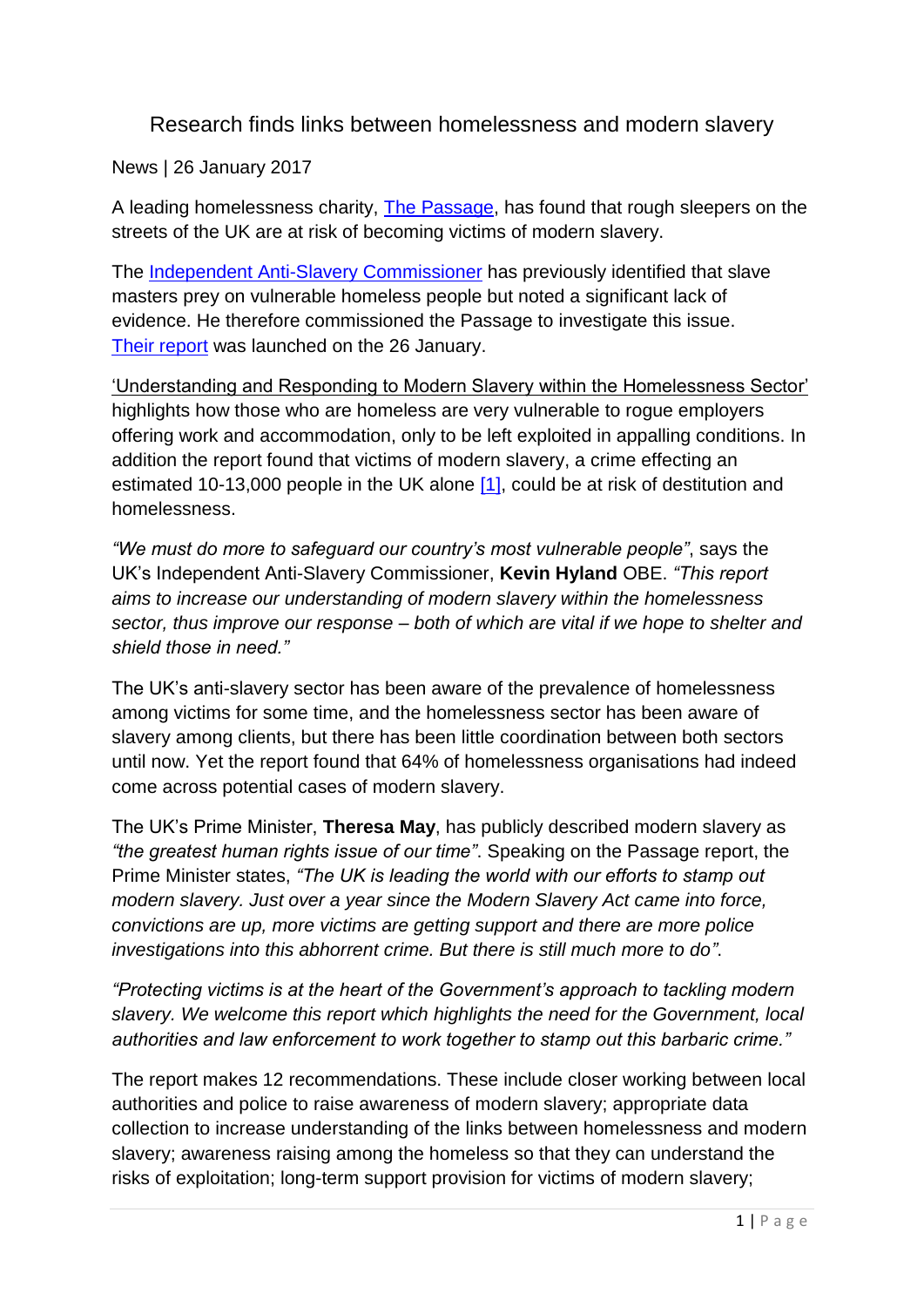# Research finds links between homelessness and modern slavery

News | 26 January 2017

A leading homelessness charity, The Passage, has found that rough sleepers on the streets of the UK are at risk of becoming victims of modern slavery.

The Independent Anti-Slavery Commissioner has previously identified that slave masters prey on vulnerable homeless people but noted a significant lack of evidence. He therefore commissioned the Passage to investigate this issue. Their report was launched on the 26 January.

'Understanding and Responding to Modern Slavery within the Homelessness Sector' highlights how those who are homeless are very vulnerable to rogue employers offering work and accommodation, only to be left exploited in appalling conditions. In addition the report found that victims of modern slavery, a crime effecting an estimated 10-13,000 people in the UK alone [1], could be at risk of destitution and homelessness.

*"We must do more to safeguard our country's most vulnerable people"*, says the UK's Independent Anti-Slavery Commissioner, **Kevin Hyland** OBE. *"This report aims to increase our understanding of modern slavery within the homelessness sector, thus improve our response – both of which are vital if we hope to shelter and shield those in need."*

The UK's anti-slavery sector has been aware of the prevalence of homelessness among victims for some time, and the homelessness sector has been aware of slavery among clients, but there has been little coordination between both sectors until now. Yet the report found that 64% of homelessness organisations had indeed come across potential cases of modern slavery.

The UK's Prime Minister, **Theresa May**, has publicly described modern slavery as *"the greatest human rights issue of our time"*. Speaking on the Passage report, the Prime Minister states, *"The UK is leading the world with our efforts to stamp out modern slavery. Just over a year since the Modern Slavery Act came into force, convictions are up, more victims are getting support and there are more police investigations into this abhorrent crime. But there is still much more to do"*.

*"Protecting victims is at the heart of the Government's approach to tackling modern slavery. We welcome this report which highlights the need for the Government, local authorities and law enforcement to work together to stamp out this barbaric crime."*

The report makes 12 recommendations. These include closer working between local authorities and police to raise awareness of modern slavery; appropriate data collection to increase understanding of the links between homelessness and modern slavery; awareness raising among the homeless so that they can understand the risks of exploitation; long-term support provision for victims of modern slavery;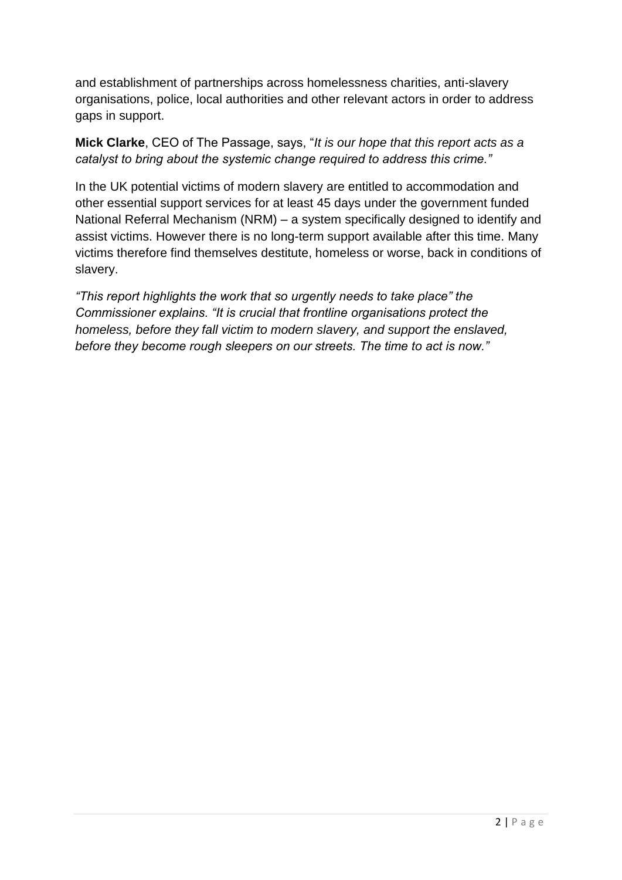and establishment of partnerships across homelessness charities, anti-slavery organisations, police, local authorities and other relevant actors in order to address gaps in support.

**Mick Clarke**, CEO of The Passage, says, "*It is our hope that this report acts as a catalyst to bring about the systemic change required to address this crime."*

In the UK potential victims of modern slavery are entitled to accommodation and other essential support services for at least 45 days under the government funded National Referral Mechanism (NRM) – a system specifically designed to identify and assist victims. However there is no long-term support available after this time. Many victims therefore find themselves destitute, homeless or worse, back in conditions of slavery.

*"This report highlights the work that so urgently needs to take place" the Commissioner explains. "It is crucial that frontline organisations protect the homeless, before they fall victim to modern slavery, and support the enslaved, before they become rough sleepers on our streets. The time to act is now."*